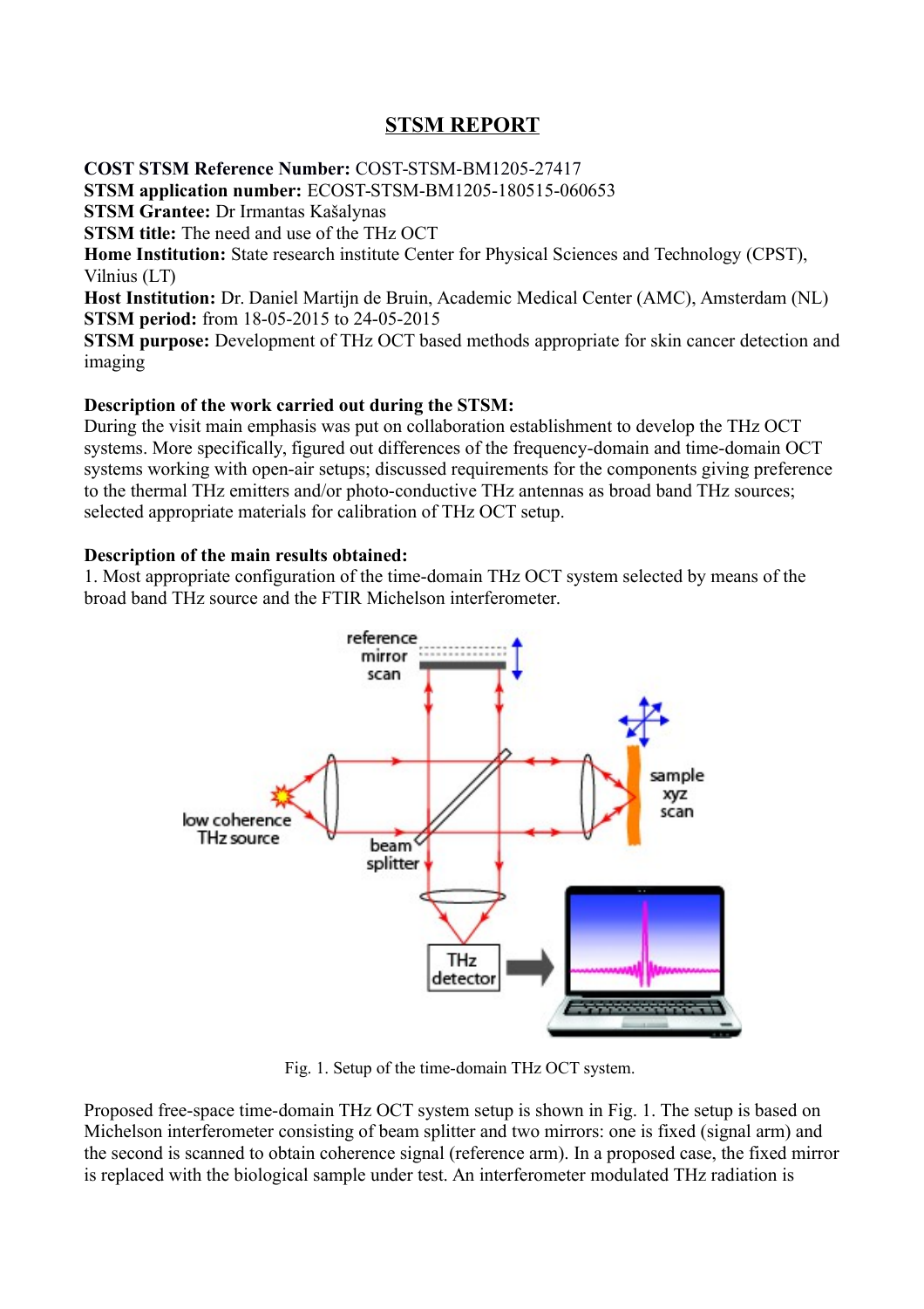# STSM REPORT

**COST STSM Reference Number:** COST-STSM-BM1205-27417
**STSM application number:** ECOST-STSM-BM1205-180515-060653
**STSM Grantee:** Dr Irmantas Kašalynas
**STSM title:** The need and use of the THz OCT
**Home Institution:** State research institute Center for Physical Sciences and Technology (CPST), Vilnius (LT)
**Host Institution:** Dr. Daniel Martijn de Bruin, Academic Medical Center (AMC), Amsterdam (NL)
**STSM period:** from 18-05-2015 to 24-05-2015
**STSM purpose:** Development of THz OCT based methods appropriate for skin cancer detection and imaging

**Description of the work carried out during the STSM:**
During the visit main emphasis was put on collaboration establishment to develop the THz OCT systems. More specifically, figured out differences of the frequency-domain and time-domain OCT systems working with open-air setups; discussed requirements for the components giving preference to the thermal THz emitters and/or photo-conductive THz antennas as broad band THz sources; selected appropriate materials for calibration of THz OCT setup.

**Description of the main results obtained:**
1. Most appropriate configuration of the time-domain THz OCT system selected by means of the broad band THz source and the FTIR Michelson interferometer.

reference mirror scan

low coherence THz source

beam splitter

sample xyz scan

THz detector

Fig. 1. Setup of the time-domain THz OCT system.

Proposed free-space time-domain THz OCT system setup is shown in Fig. 1. The setup is based on Michelson interferometer consisting of beam splitter and two mirrors: one is fixed (signal arm) and the second is scanned to obtain coherence signal (reference arm). In a proposed case, the fixed mirror is replaced with the biological sample under test. An interferometer modulated THz radiation is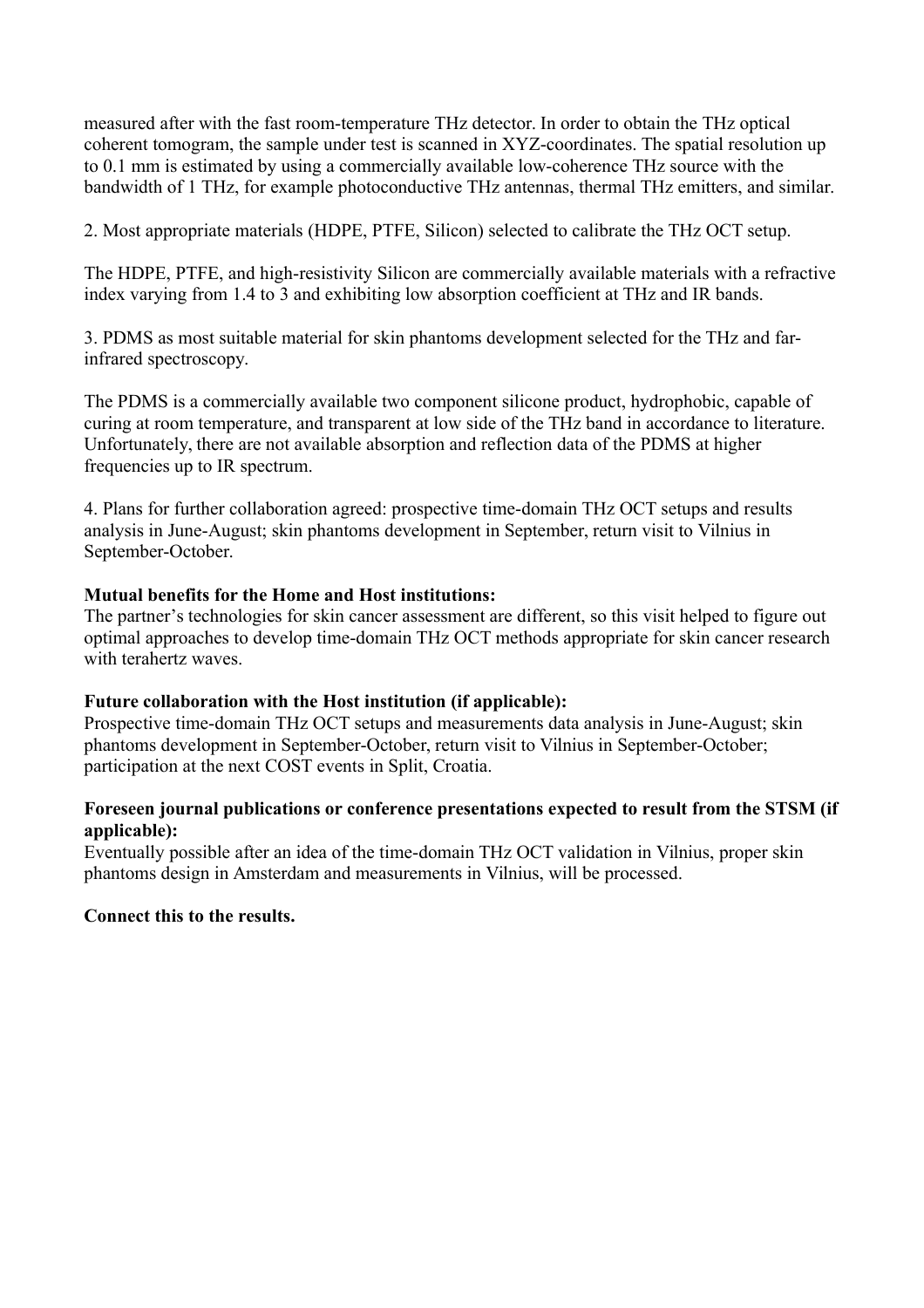measured after with the fast room-temperature THz detector. In order to obtain the THz optical coherent tomogram, the sample under test is scanned in XYZ-coordinates. The spatial resolution up to 0.1 mm is estimated by using a commercially available low-coherence THz source with the bandwidth of 1 THz, for example photoconductive THz antennas, thermal THz emitters, and similar.

2. Most appropriate materials (HDPE, PTFE, Silicon) selected to calibrate the THz OCT setup.

The HDPE, PTFE, and high-resistivity Silicon are commercially available materials with a refractive index varying from 1.4 to 3 and exhibiting low absorption coefficient at THz and IR bands.

3. PDMS as most suitable material for skin phantoms development selected for the THz and far-infrared spectroscopy.

The PDMS is a commercially available two component silicone product, hydrophobic, capable of curing at room temperature, and transparent at low side of the THz band in accordance to literature. Unfortunately, there are not available absorption and reflection data of the PDMS at higher frequencies up to IR spectrum.

4. Plans for further collaboration agreed: prospective time-domain THz OCT setups and results analysis in June-August; skin phantoms development in September, return visit to Vilnius in September-October.

**Mutual benefits for the Home and Host institutions:**

The partner's technologies for skin cancer assessment are different, so this visit helped to figure out optimal approaches to develop time-domain THz OCT methods appropriate for skin cancer research with terahertz waves.

**Future collaboration with the Host institution (if applicable):**

Prospective time-domain THz OCT setups and measurements data analysis in June-August; skin phantoms development in September-October, return visit to Vilnius in September-October; participation at the next COST events in Split, Croatia.

**Foreseen journal publications or conference presentations expected to result from the STSM (if applicable):**

Eventually possible after an idea of the time-domain THz OCT validation in Vilnius, proper skin phantoms design in Amsterdam and measurements in Vilnius, will be processed.

**Connect this to the results.**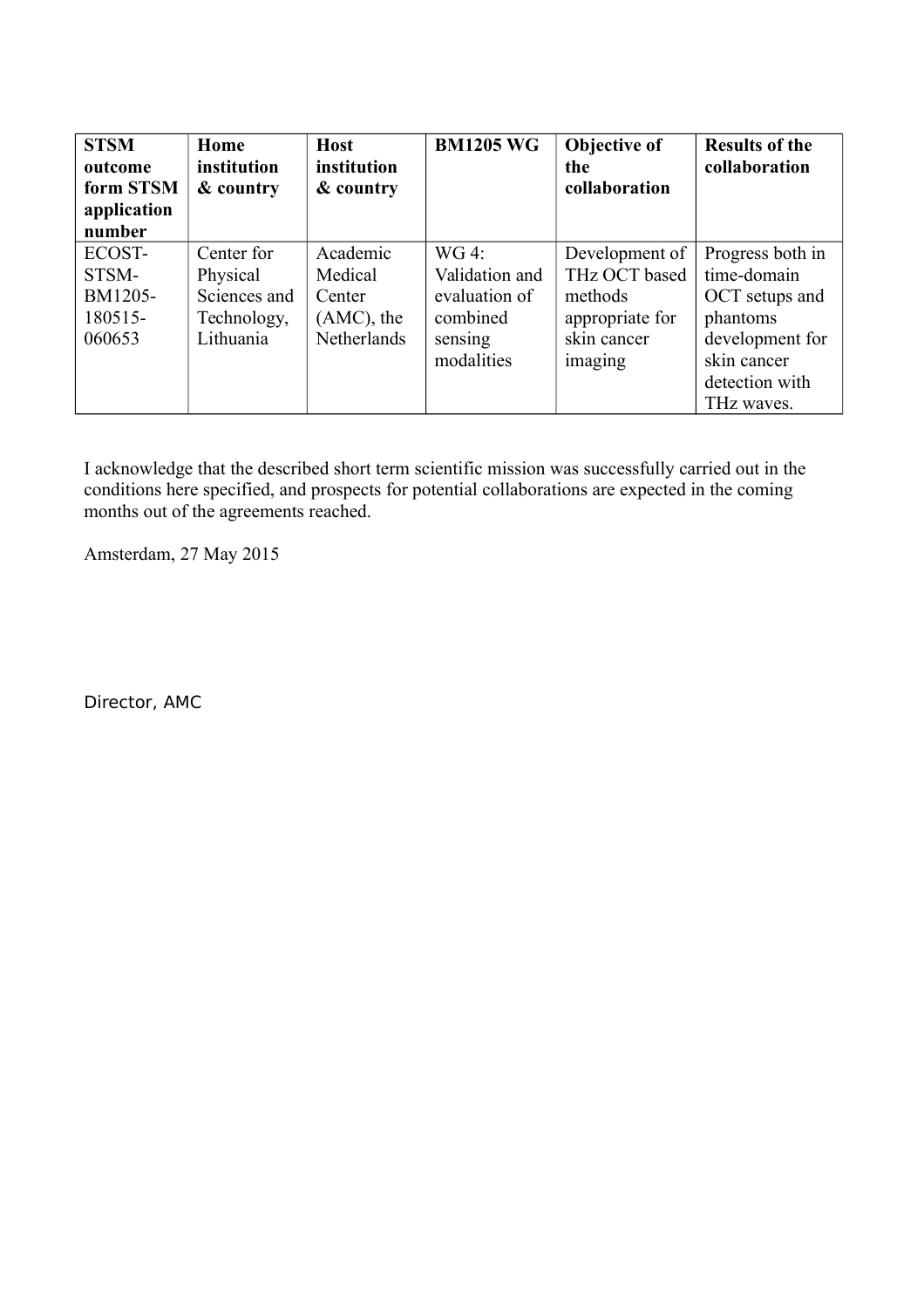| STSM outcome form STSM application number | Home institution & country | Host institution & country | BM1205 WG | Objective of the collaboration | Results of the collaboration |
|---|---|---|---|---|---|
| ECOST-STSM-BM1205-180515-060653 | Center for Physical Sciences and Technology, Lithuania | Academic Medical Center (AMC), the Netherlands | WG 4: Validation and evaluation of combined sensing modalities | Development of THz OCT based methods appropriate for skin cancer imaging | Progress both in time-domain OCT setups and phantoms development for skin cancer detection with THz waves. |

I acknowledge that the described short term scientific mission was successfully carried out in the conditions here specified, and prospects for potential collaborations are expected in the coming months out of the agreements reached.

Amsterdam, 27 May 2015

Director, AMC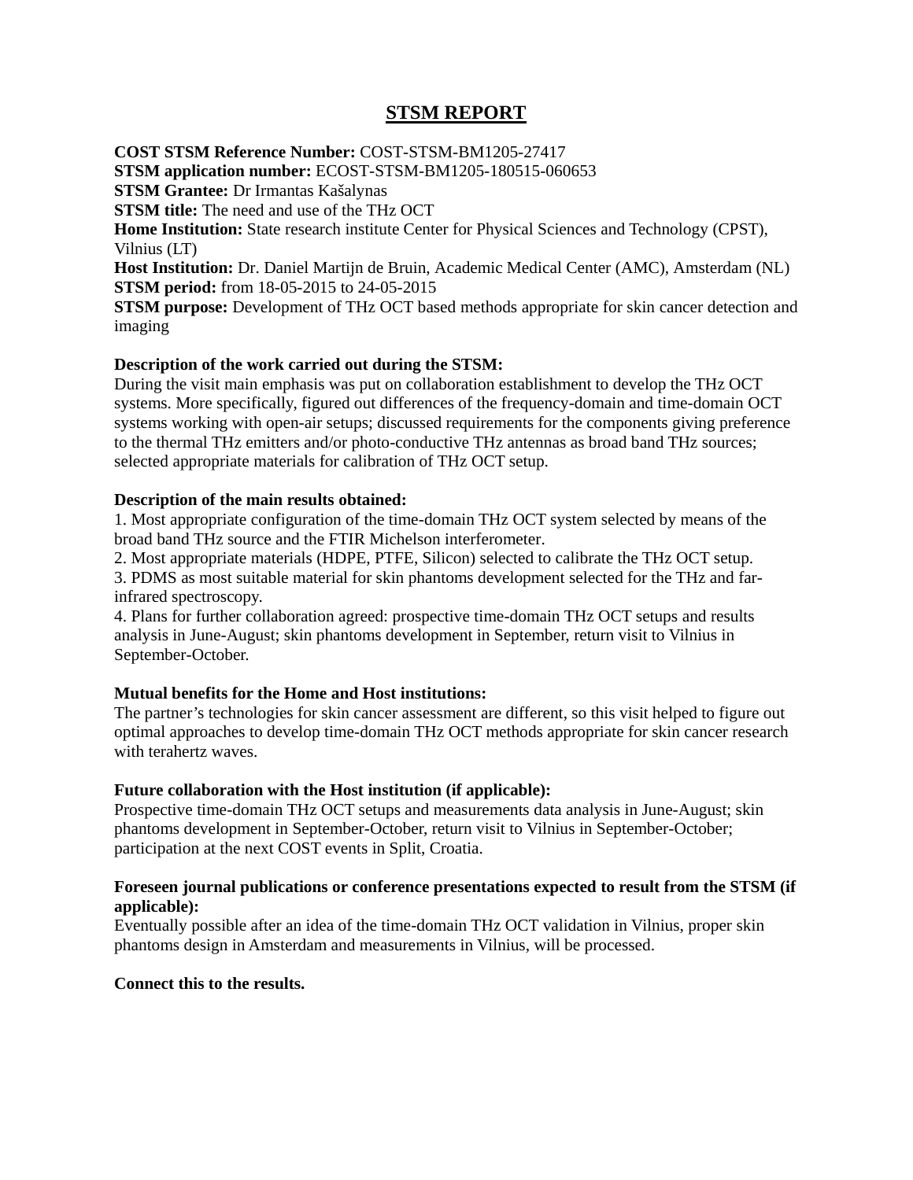# STSM REPORT

**COST STSM Reference Number:** COST-STSM-BM1205-27417
**STSM application number:** ECOST-STSM-BM1205-180515-060653
**STSM Grantee:** Dr Irmantas Kašalynas
**STSM title:** The need and use of the THz OCT
**Home Institution:** State research institute Center for Physical Sciences and Technology (CPST), Vilnius (LT)
**Host Institution:** Dr. Daniel Martijn de Bruin, Academic Medical Center (AMC), Amsterdam (NL)
**STSM period:** from 18-05-2015 to 24-05-2015
**STSM purpose:** Development of THz OCT based methods appropriate for skin cancer detection and imaging

**Description of the work carried out during the STSM:**
During the visit main emphasis was put on collaboration establishment to develop the THz OCT systems. More specifically, figured out differences of the frequency-domain and time-domain OCT systems working with open-air setups; discussed requirements for the components giving preference to the thermal THz emitters and/or photo-conductive THz antennas as broad band THz sources; selected appropriate materials for calibration of THz OCT setup.

**Description of the main results obtained:**
1. Most appropriate configuration of the time-domain THz OCT system selected by means of the broad band THz source and the FTIR Michelson interferometer.
2. Most appropriate materials (HDPE, PTFE, Silicon) selected to calibrate the THz OCT setup.
3. PDMS as most suitable material for skin phantoms development selected for the THz and far-infrared spectroscopy.
4. Plans for further collaboration agreed: prospective time-domain THz OCT setups and results analysis in June-August; skin phantoms development in September, return visit to Vilnius in September-October.

**Mutual benefits for the Home and Host institutions:**
The partner's technologies for skin cancer assessment are different, so this visit helped to figure out optimal approaches to develop time-domain THz OCT methods appropriate for skin cancer research with terahertz waves.

**Future collaboration with the Host institution (if applicable):**
Prospective time-domain THz OCT setups and measurements data analysis in June-August; skin phantoms development in September-October, return visit to Vilnius in September-October; participation at the next COST events in Split, Croatia.

**Foreseen journal publications or conference presentations expected to result from the STSM (if applicable):**
Eventually possible after an idea of the time-domain THz OCT validation in Vilnius, proper skin phantoms design in Amsterdam and measurements in Vilnius, will be processed.

**Connect this to the results.**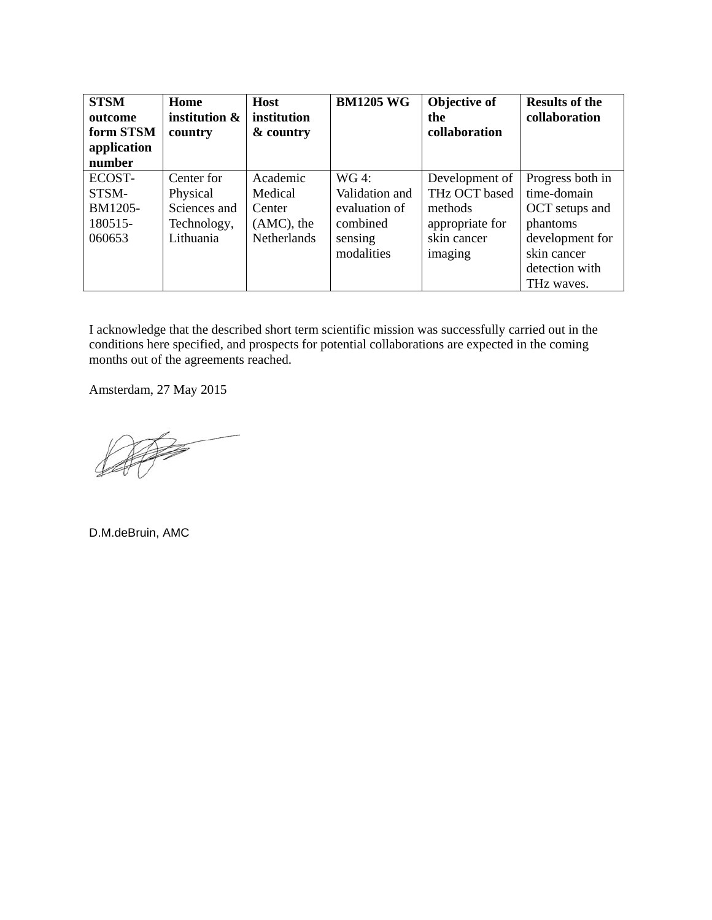| STSM outcome form STSM application number | Home institution & country | Host institution & country | BM1205 WG | Objective of the collaboration | Results of the collaboration |
|---|---|---|---|---|---|
| ECOST-STSM-BM1205-180515-060653 | Center for Physical Sciences and Technology, Lithuania | Academic Medical Center (AMC), the Netherlands | WG 4: Validation and evaluation of combined sensing modalities | Development of THz OCT based methods appropriate for skin cancer imaging | Progress both in time-domain OCT setups and phantoms development for skin cancer detection with THz waves. |

I acknowledge that the described short term scientific mission was successfully carried out in the conditions here specified, and prospects for potential collaborations are expected in the coming months out of the agreements reached.

Amsterdam, 27 May 2015

D.M.deBruin, AMC